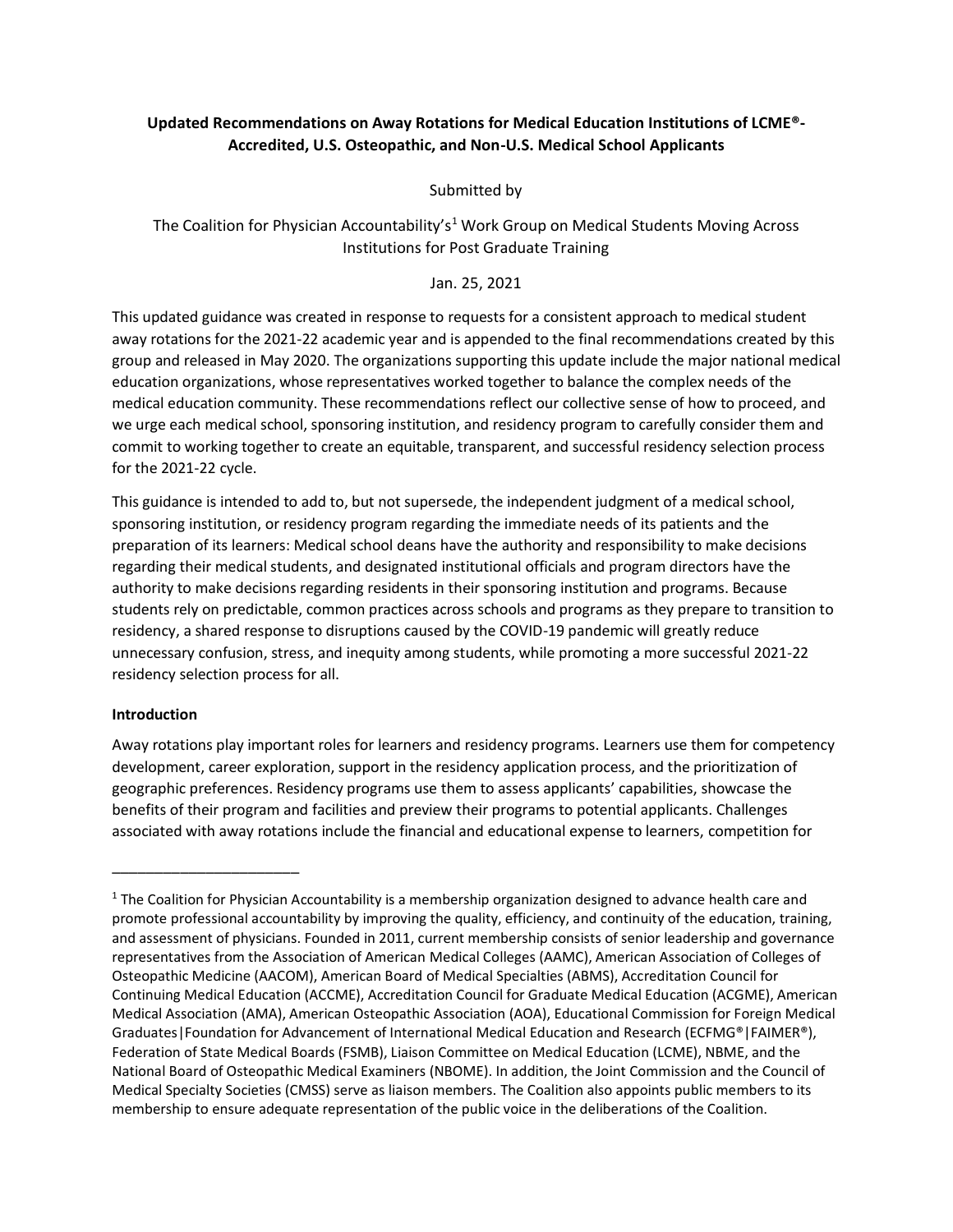**Updated Recommendations on Away Rotations for Medical Education Institutions of LCME®-Accredited, U.S. Osteopathic, and Non-U.S. Medical School Applicants**

Submitted by

The Coalition for Physician Accountability's[1] Work Group on Medical Students Moving Across Institutions for Post Graduate Training

Jan. 25, 2021

This updated guidance was created in response to requests for a consistent approach to medical student away rotations for the 2021-22 academic year and is appended to the final recommendations created by this group and released in May 2020. The organizations supporting this update include the major national medical education organizations, whose representatives worked together to balance the complex needs of the medical education community. These recommendations reflect our collective sense of how to proceed, and we urge each medical school, sponsoring institution, and residency program to carefully consider them and commit to working together to create an equitable, transparent, and successful residency selection process for the 2021-22 cycle.

This guidance is intended to add to, but not supersede, the independent judgment of a medical school, sponsoring institution, or residency program regarding the immediate needs of its patients and the preparation of its learners: Medical school deans have the authority and responsibility to make decisions regarding their medical students, and designated institutional officials and program directors have the authority to make decisions regarding residents in their sponsoring institution and programs. Because students rely on predictable, common practices across schools and programs as they prepare to transition to residency, a shared response to disruptions caused by the COVID-19 pandemic will greatly reduce unnecessary confusion, stress, and inequity among students, while promoting a more successful 2021-22 residency selection process for all.

**Introduction**

Away rotations play important roles for learners and residency programs. Learners use them for competency development, career exploration, support in the residency application process, and the prioritization of geographic preferences. Residency programs use them to assess applicants' capabilities, showcase the benefits of their program and facilities and preview their programs to potential applicants. Challenges associated with away rotations include the financial and educational expense to learners, competition for

---

[1] The Coalition for Physician Accountability is a membership organization designed to advance health care and promote professional accountability by improving the quality, efficiency, and continuity of the education, training, and assessment of physicians. Founded in 2011, current membership consists of senior leadership and governance representatives from the Association of American Medical Colleges (AAMC), American Association of Colleges of Osteopathic Medicine (AACOM), American Board of Medical Specialties (ABMS), Accreditation Council for Continuing Medical Education (ACCME), Accreditation Council for Graduate Medical Education (ACGME), American Medical Association (AMA), American Osteopathic Association (AOA), Educational Commission for Foreign Medical Graduates|Foundation for Advancement of International Medical Education and Research (ECFMG®|FAIMER®), Federation of State Medical Boards (FSMB), Liaison Committee on Medical Education (LCME), NBME, and the National Board of Osteopathic Medical Examiners (NBOME). In addition, the Joint Commission and the Council of Medical Specialty Societies (CMSS) serve as liaison members. The Coalition also appoints public members to its membership to ensure adequate representation of the public voice in the deliberations of the Coalition.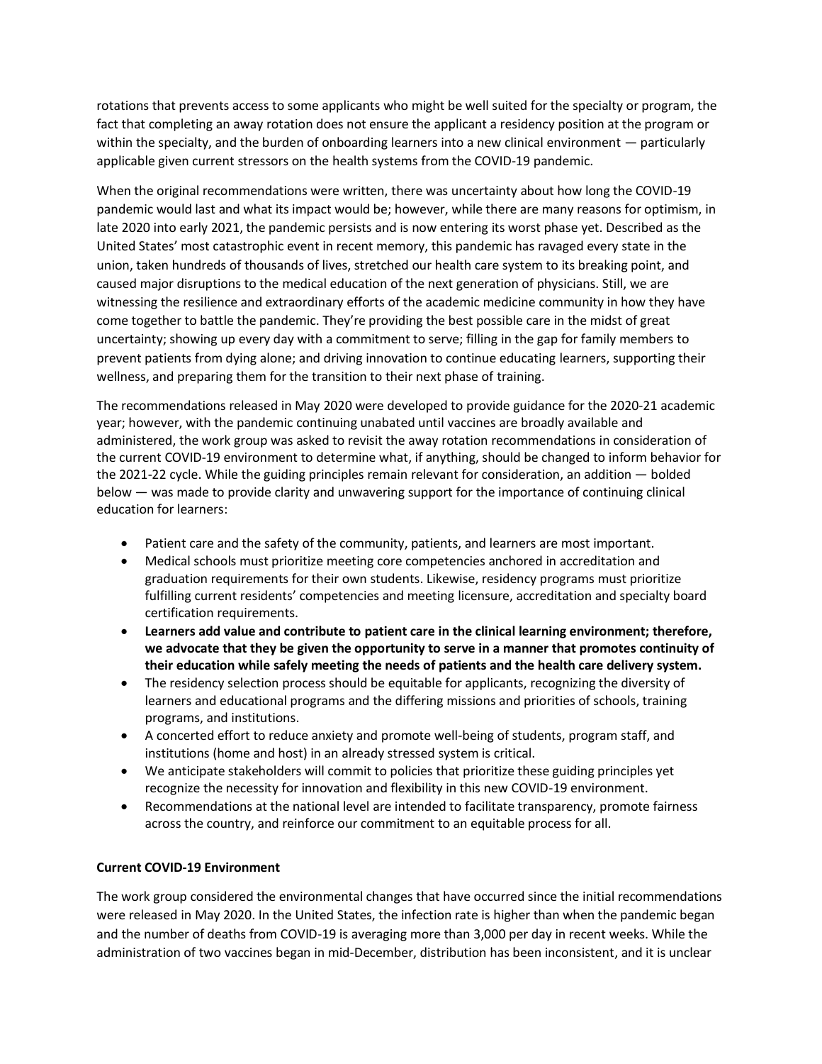rotations that prevents access to some applicants who might be well suited for the specialty or program, the fact that completing an away rotation does not ensure the applicant a residency position at the program or within the specialty, and the burden of onboarding learners into a new clinical environment — particularly applicable given current stressors on the health systems from the COVID-19 pandemic.

When the original recommendations were written, there was uncertainty about how long the COVID-19 pandemic would last and what its impact would be; however, while there are many reasons for optimism, in late 2020 into early 2021, the pandemic persists and is now entering its worst phase yet. Described as the United States' most catastrophic event in recent memory, this pandemic has ravaged every state in the union, taken hundreds of thousands of lives, stretched our health care system to its breaking point, and caused major disruptions to the medical education of the next generation of physicians. Still, we are witnessing the resilience and extraordinary efforts of the academic medicine community in how they have come together to battle the pandemic. They're providing the best possible care in the midst of great uncertainty; showing up every day with a commitment to serve; filling in the gap for family members to prevent patients from dying alone; and driving innovation to continue educating learners, supporting their wellness, and preparing them for the transition to their next phase of training.

The recommendations released in May 2020 were developed to provide guidance for the 2020-21 academic year; however, with the pandemic continuing unabated until vaccines are broadly available and administered, the work group was asked to revisit the away rotation recommendations in consideration of the current COVID-19 environment to determine what, if anything, should be changed to inform behavior for the 2021-22 cycle. While the guiding principles remain relevant for consideration, an addition — bolded below — was made to provide clarity and unwavering support for the importance of continuing clinical education for learners:

- Patient care and the safety of the community, patients, and learners are most important.
- Medical schools must prioritize meeting core competencies anchored in accreditation and graduation requirements for their own students. Likewise, residency programs must prioritize fulfilling current residents' competencies and meeting licensure, accreditation and specialty board certification requirements.
- **Learners add value and contribute to patient care in the clinical learning environment; therefore, we advocate that they be given the opportunity to serve in a manner that promotes continuity of their education while safely meeting the needs of patients and the health care delivery system.**
- The residency selection process should be equitable for applicants, recognizing the diversity of learners and educational programs and the differing missions and priorities of schools, training programs, and institutions.
- A concerted effort to reduce anxiety and promote well-being of students, program staff, and institutions (home and host) in an already stressed system is critical.
- We anticipate stakeholders will commit to policies that prioritize these guiding principles yet recognize the necessity for innovation and flexibility in this new COVID-19 environment.
- Recommendations at the national level are intended to facilitate transparency, promote fairness across the country, and reinforce our commitment to an equitable process for all.

**Current COVID-19 Environment**

The work group considered the environmental changes that have occurred since the initial recommendations were released in May 2020. In the United States, the infection rate is higher than when the pandemic began and the number of deaths from COVID-19 is averaging more than 3,000 per day in recent weeks. While the administration of two vaccines began in mid-December, distribution has been inconsistent, and it is unclear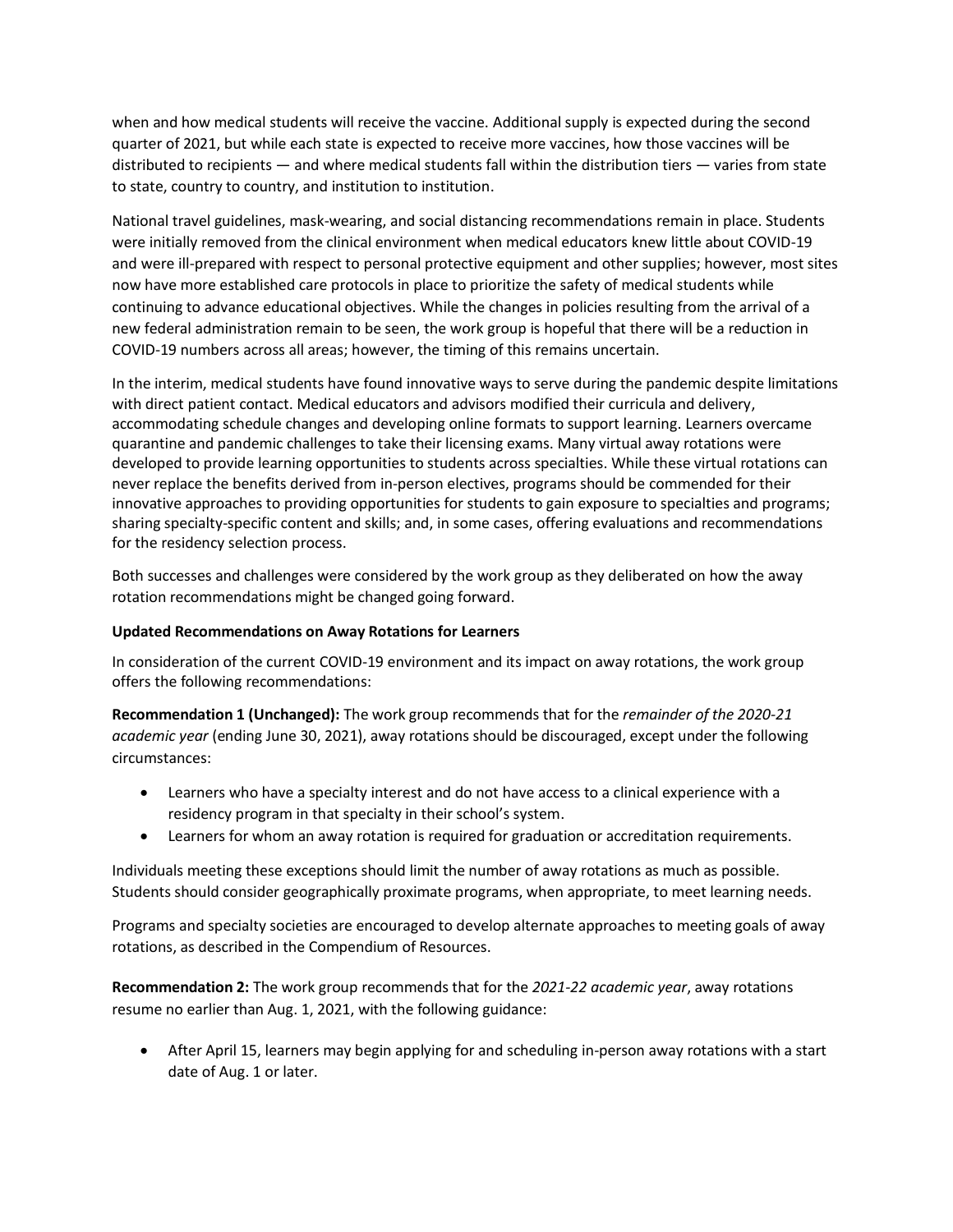when and how medical students will receive the vaccine. Additional supply is expected during the second quarter of 2021, but while each state is expected to receive more vaccines, how those vaccines will be distributed to recipients — and where medical students fall within the distribution tiers — varies from state to state, country to country, and institution to institution.

National travel guidelines, mask-wearing, and social distancing recommendations remain in place. Students were initially removed from the clinical environment when medical educators knew little about COVID-19 and were ill-prepared with respect to personal protective equipment and other supplies; however, most sites now have more established care protocols in place to prioritize the safety of medical students while continuing to advance educational objectives. While the changes in policies resulting from the arrival of a new federal administration remain to be seen, the work group is hopeful that there will be a reduction in COVID-19 numbers across all areas; however, the timing of this remains uncertain.

In the interim, medical students have found innovative ways to serve during the pandemic despite limitations with direct patient contact. Medical educators and advisors modified their curricula and delivery, accommodating schedule changes and developing online formats to support learning. Learners overcame quarantine and pandemic challenges to take their licensing exams. Many virtual away rotations were developed to provide learning opportunities to students across specialties. While these virtual rotations can never replace the benefits derived from in-person electives, programs should be commended for their innovative approaches to providing opportunities for students to gain exposure to specialties and programs; sharing specialty-specific content and skills; and, in some cases, offering evaluations and recommendations for the residency selection process.

Both successes and challenges were considered by the work group as they deliberated on how the away rotation recommendations might be changed going forward.

**Updated Recommendations on Away Rotations for Learners**

In consideration of the current COVID-19 environment and its impact on away rotations, the work group offers the following recommendations:

**Recommendation 1 (Unchanged):** The work group recommends that for the *remainder of the 2020-21 academic year* (ending June 30, 2021), away rotations should be discouraged, except under the following circumstances:

- Learners who have a specialty interest and do not have access to a clinical experience with a residency program in that specialty in their school's system.
- Learners for whom an away rotation is required for graduation or accreditation requirements.

Individuals meeting these exceptions should limit the number of away rotations as much as possible. Students should consider geographically proximate programs, when appropriate, to meet learning needs.

Programs and specialty societies are encouraged to develop alternate approaches to meeting goals of away rotations, as described in the Compendium of Resources.

**Recommendation 2:** The work group recommends that for the *2021-22 academic year*, away rotations resume no earlier than Aug. 1, 2021, with the following guidance:

- After April 15, learners may begin applying for and scheduling in-person away rotations with a start date of Aug. 1 or later.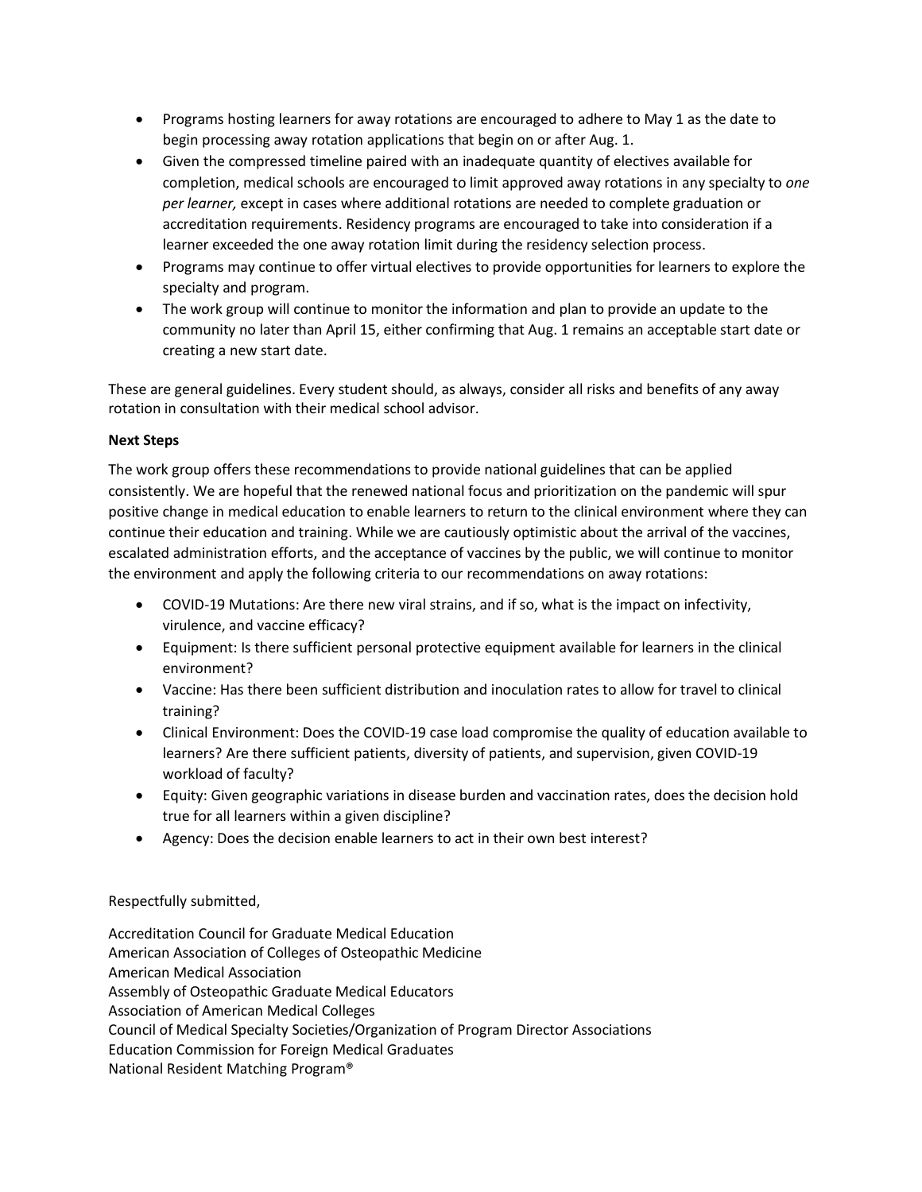- Programs hosting learners for away rotations are encouraged to adhere to May 1 as the date to begin processing away rotation applications that begin on or after Aug. 1.
- Given the compressed timeline paired with an inadequate quantity of electives available for completion, medical schools are encouraged to limit approved away rotations in any specialty to *one per learner,* except in cases where additional rotations are needed to complete graduation or accreditation requirements. Residency programs are encouraged to take into consideration if a learner exceeded the one away rotation limit during the residency selection process.
- Programs may continue to offer virtual electives to provide opportunities for learners to explore the specialty and program.
- The work group will continue to monitor the information and plan to provide an update to the community no later than April 15, either confirming that Aug. 1 remains an acceptable start date or creating a new start date.

These are general guidelines. Every student should, as always, consider all risks and benefits of any away rotation in consultation with their medical school advisor.

**Next Steps**

The work group offers these recommendations to provide national guidelines that can be applied consistently. We are hopeful that the renewed national focus and prioritization on the pandemic will spur positive change in medical education to enable learners to return to the clinical environment where they can continue their education and training. While we are cautiously optimistic about the arrival of the vaccines, escalated administration efforts, and the acceptance of vaccines by the public, we will continue to monitor the environment and apply the following criteria to our recommendations on away rotations:

- COVID-19 Mutations: Are there new viral strains, and if so, what is the impact on infectivity, virulence, and vaccine efficacy?
- Equipment: Is there sufficient personal protective equipment available for learners in the clinical environment?
- Vaccine: Has there been sufficient distribution and inoculation rates to allow for travel to clinical training?
- Clinical Environment: Does the COVID-19 case load compromise the quality of education available to learners? Are there sufficient patients, diversity of patients, and supervision, given COVID-19 workload of faculty?
- Equity: Given geographic variations in disease burden and vaccination rates, does the decision hold true for all learners within a given discipline?
- Agency: Does the decision enable learners to act in their own best interest?

Respectfully submitted,

Accreditation Council for Graduate Medical Education
American Association of Colleges of Osteopathic Medicine
American Medical Association
Assembly of Osteopathic Graduate Medical Educators
Association of American Medical Colleges
Council of Medical Specialty Societies/Organization of Program Director Associations
Education Commission for Foreign Medical Graduates
National Resident Matching Program®